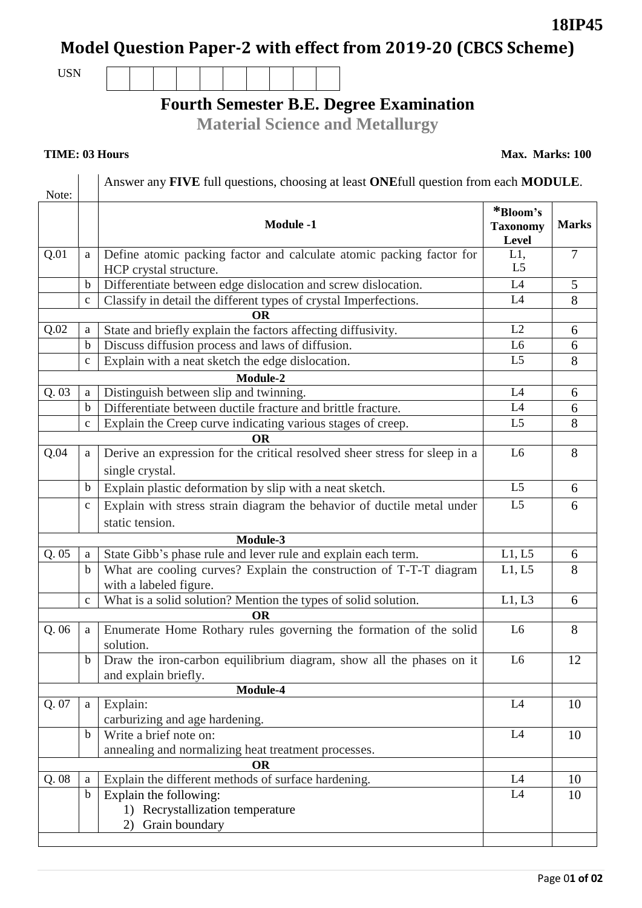**18IP45**

# Model Question Paper-2 with effect from 2019-20 (CBCS Scheme)

USN

## Fourth Semester B.E. Degree Examination

### Material Science and Metallurgy

**TIME: 03 Hours** **Max. Marks: 100**

Note: Answer any **FIVE** full questions, choosing at least **ONE**full question from each **MODULE**.

| | | Module -1 | *Bloom's Taxonomy Level | Marks |
|---|---|---|---|---|
| Q.01 | a | Define atomic packing factor and calculate atomic packing factor for HCP crystal structure. | L1, L5 | 7 |
| | b | Differentiate between edge dislocation and screw dislocation. | L4 | 5 |
| | c | Classify in detail the different types of crystal Imperfections. | L4 | 8 |
| | | **OR** | | |
| Q.02 | a | State and briefly explain the factors affecting diffusivity. | L2 | 6 |
| | b | Discuss diffusion process and laws of diffusion. | L6 | 6 |
| | c | Explain with a neat sketch the edge dislocation. | L5 | 8 |
| | | **Module-2** | | |
| Q. 03 | a | Distinguish between slip and twinning. | L4 | 6 |
| | b | Differentiate between ductile fracture and brittle fracture. | L4 | 6 |
| | c | Explain the Creep curve indicating various stages of creep. | L5 | 8 |
| | | **OR** | | |
| Q.04 | a | Derive an expression for the critical resolved sheer stress for sleep in a single crystal. | L6 | 8 |
| | b | Explain plastic deformation by slip with a neat sketch. | L5 | 6 |
| | c | Explain with stress strain diagram the behavior of ductile metal under static tension. | L5 | 6 |
| | | **Module-3** | | |
| Q. 05 | a | State Gibb's phase rule and lever rule and explain each term. | L1, L5 | 6 |
| | b | What are cooling curves? Explain the construction of T-T-T diagram with a labeled figure. | L1, L5 | 8 |
| | c | What is a solid solution? Mention the types of solid solution. | L1, L3 | 6 |
| | | **OR** | | |
| Q. 06 | a | Enumerate Home Rothary rules governing the formation of the solid solution. | L6 | 8 |
| | b | Draw the iron-carbon equilibrium diagram, show all the phases on it and explain briefly. | L6 | 12 |
| | | **Module-4** | | |
| Q. 07 | a | Explain: carburizing and age hardening. | L4 | 10 |
| | b | Write a brief note on: annealing and normalizing heat treatment processes. | L4 | 10 |
| | | **OR** | | |
| Q. 08 | a | Explain the different methods of surface hardening. | L4 | 10 |
| | b | Explain the following: 1) Recrystallization temperature 2) Grain boundary | L4 | 10 |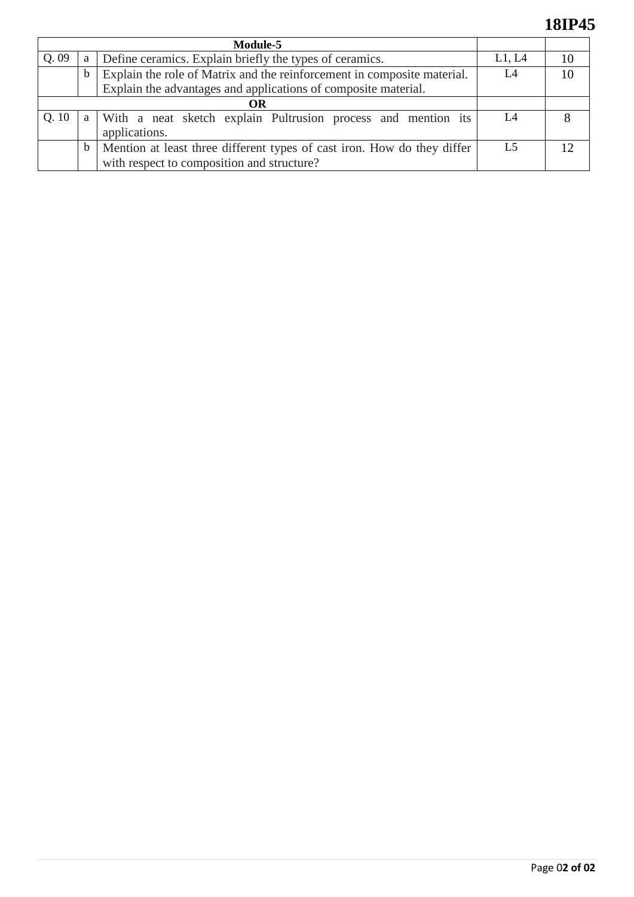| | | | | |
|---|---|---|---|---|
| **Module-5** | | | | |
| Q. 09 | a | Define ceramics. Explain briefly the types of ceramics. | L1, L4 | 10 |
| | b | Explain the role of Matrix and the reinforcement in composite material. Explain the advantages and applications of composite material. | L4 | 10 |
| **OR** | | | | |
| Q. 10 | a | With a neat sketch explain Pultrusion process and mention its applications. | L4 | 8 |
| | b | Mention at least three different types of cast iron. How do they differ with respect to composition and structure? | L5 | 12 |